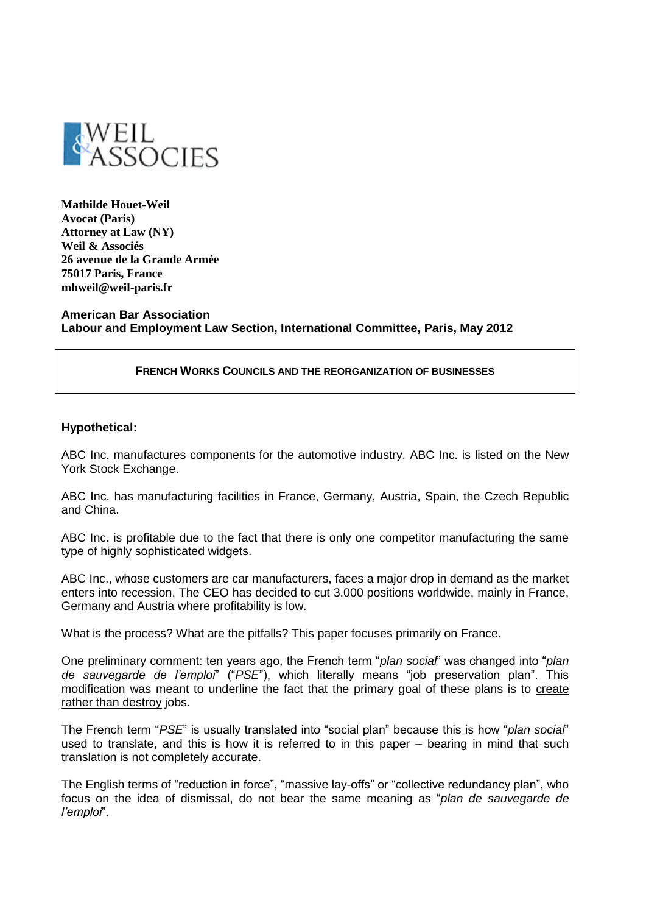WEIL & ASSOCIES

**Mathilde Houet-Weil**
**Avocat (Paris)**
**Attorney at Law (NY)**
**Weil & Associés**
**26 avenue de la Grande Armée**
**75017 Paris, France**
**mhweil@weil-paris.fr**

**American Bar Association**
**Labour and Employment Law Section, International Committee, Paris, May 2012**

## FRENCH WORKS COUNCILS AND THE REORGANIZATION OF BUSINESSES

**Hypothetical:**

ABC Inc. manufactures components for the automotive industry. ABC Inc. is listed on the New York Stock Exchange.

ABC Inc. has manufacturing facilities in France, Germany, Austria, Spain, the Czech Republic and China.

ABC Inc. is profitable due to the fact that there is only one competitor manufacturing the same type of highly sophisticated widgets.

ABC Inc., whose customers are car manufacturers, faces a major drop in demand as the market enters into recession. The CEO has decided to cut 3.000 positions worldwide, mainly in France, Germany and Austria where profitability is low.

What is the process? What are the pitfalls? This paper focuses primarily on France.

One preliminary comment: ten years ago, the French term "*plan social*" was changed into "*plan de sauvegarde de l'emploi*" ("*PSE*"), which literally means "job preservation plan". This modification was meant to underline the fact that the primary goal of these plans is to create rather than destroy jobs.

The French term "*PSE*" is usually translated into "social plan" because this is how "*plan social*" used to translate, and this is how it is referred to in this paper – bearing in mind that such translation is not completely accurate.

The English terms of "reduction in force", "massive lay-offs" or "collective redundancy plan", who focus on the idea of dismissal, do not bear the same meaning as "*plan de sauvegarde de l'emploi*".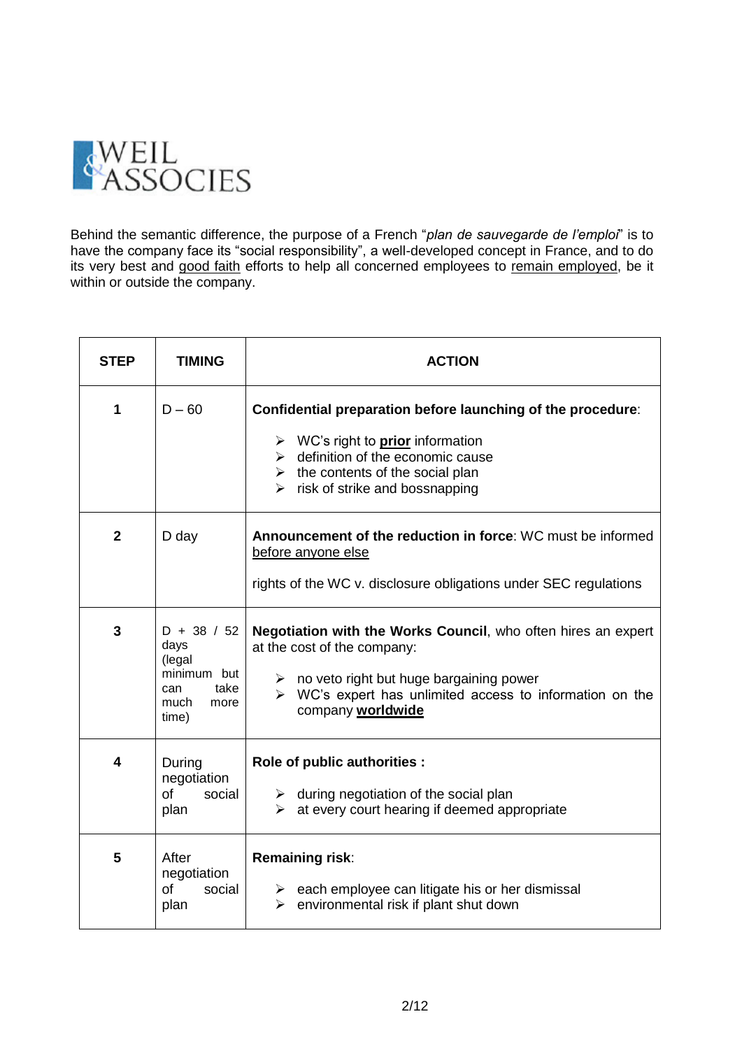WEIL & ASSOCIES

Behind the semantic difference, the purpose of a French "*plan de sauvegarde de l'emploi*" is to have the company face its "social responsibility", a well-developed concept in France, and to do its very best and <u>good faith</u> efforts to help all concerned employees to <u>remain employed</u>, be it within or outside the company.

| STEP | TIMING | ACTION |
|---|---|---|
| 1 | D – 60 | **Confidential preparation before launching of the procedure**:<br>➢ WC's right to **<u>prior</u>** information<br>➢ definition of the economic cause<br>➢ the contents of the social plan<br>➢ risk of strike and bossnapping |
| 2 | D day | **Announcement of the reduction in force**: WC must be informed <u>before anyone else</u><br><br>rights of the WC v. disclosure obligations under SEC regulations |
| 3 | D + 38 / 52 days (legal minimum but can take much more time) | **Negotiation with the Works Council**, who often hires an expert at the cost of the company:<br>➢ no veto right but huge bargaining power<br>➢ WC's expert has unlimited access to information on the company **<u>worldwide</u>** |
| 4 | During negotiation of social plan | **Role of public authorities :**<br>➢ during negotiation of the social plan<br>➢ at every court hearing if deemed appropriate |
| 5 | After negotiation of social plan | **Remaining risk**:<br>➢ each employee can litigate his or her dismissal<br>➢ environmental risk if plant shut down |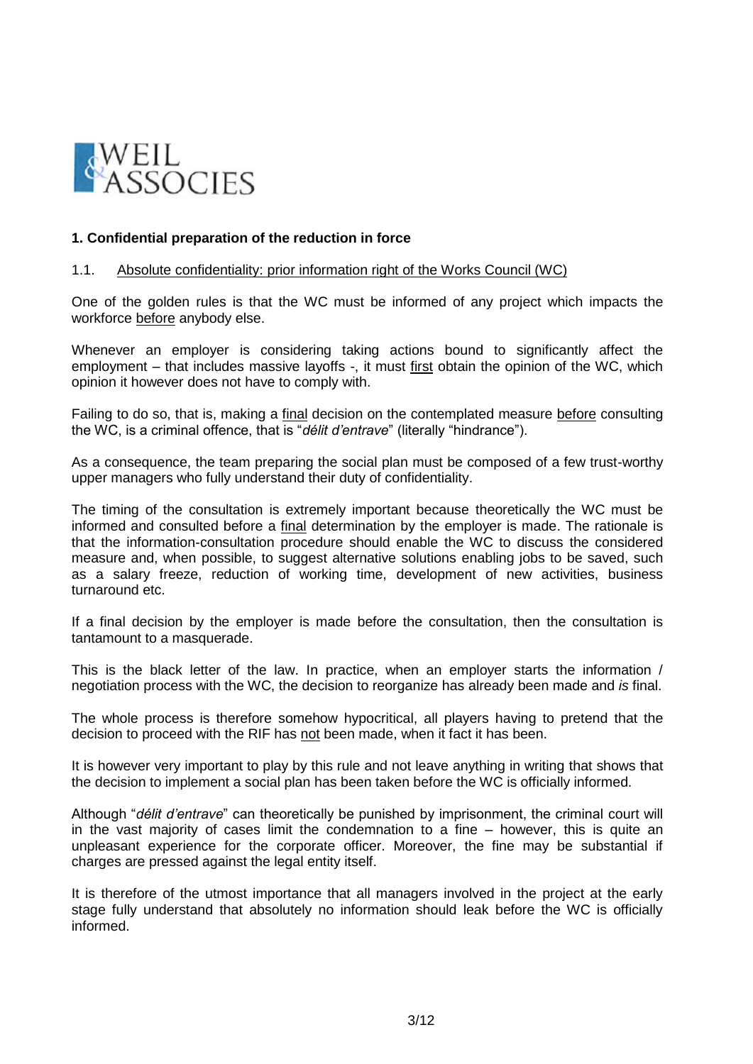## 1. Confidential preparation of the reduction in force

### 1.1. Absolute confidentiality: prior information right of the Works Council (WC)

One of the golden rules is that the WC must be informed of any project which impacts the workforce before anybody else.

Whenever an employer is considering taking actions bound to significantly affect the employment – that includes massive layoffs -, it must first obtain the opinion of the WC, which opinion it however does not have to comply with.

Failing to do so, that is, making a final decision on the contemplated measure before consulting the WC, is a criminal offence, that is "*délit d'entrave*" (literally "hindrance").

As a consequence, the team preparing the social plan must be composed of a few trust-worthy upper managers who fully understand their duty of confidentiality.

The timing of the consultation is extremely important because theoretically the WC must be informed and consulted before a final determination by the employer is made. The rationale is that the information-consultation procedure should enable the WC to discuss the considered measure and, when possible, to suggest alternative solutions enabling jobs to be saved, such as a salary freeze, reduction of working time, development of new activities, business turnaround etc.

If a final decision by the employer is made before the consultation, then the consultation is tantamount to a masquerade.

This is the black letter of the law. In practice, when an employer starts the information / negotiation process with the WC, the decision to reorganize has already been made and *is* final.

The whole process is therefore somehow hypocritical, all players having to pretend that the decision to proceed with the RIF has not been made, when it fact it has been.

It is however very important to play by this rule and not leave anything in writing that shows that the decision to implement a social plan has been taken before the WC is officially informed.

Although "*délit d'entrave*" can theoretically be punished by imprisonment, the criminal court will in the vast majority of cases limit the condemnation to a fine – however, this is quite an unpleasant experience for the corporate officer. Moreover, the fine may be substantial if charges are pressed against the legal entity itself.

It is therefore of the utmost importance that all managers involved in the project at the early stage fully understand that absolutely no information should leak before the WC is officially informed.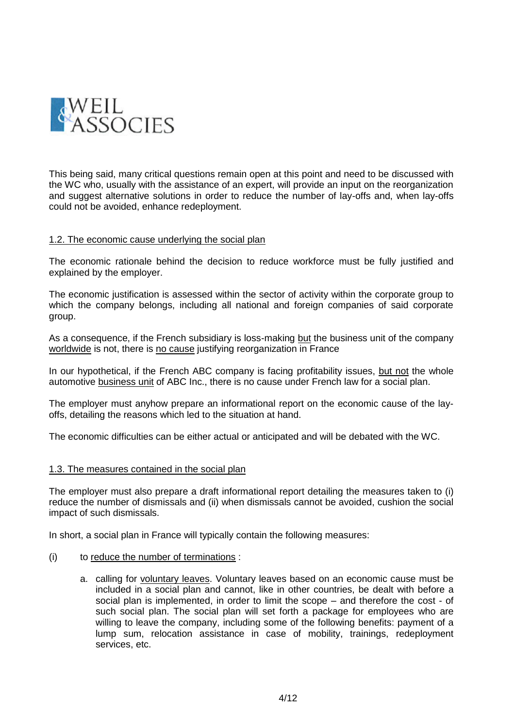This being said, many critical questions remain open at this point and need to be discussed with the WC who, usually with the assistance of an expert, will provide an input on the reorganization and suggest alternative solutions in order to reduce the number of lay-offs and, when lay-offs could not be avoided, enhance redeployment.

### 1.2. The economic cause underlying the social plan

The economic rationale behind the decision to reduce workforce must be fully justified and explained by the employer.

The economic justification is assessed within the sector of activity within the corporate group to which the company belongs, including all national and foreign companies of said corporate group.

As a consequence, if the French subsidiary is loss-making but the business unit of the company worldwide is not, there is no cause justifying reorganization in France

In our hypothetical, if the French ABC company is facing profitability issues, but not the whole automotive business unit of ABC Inc., there is no cause under French law for a social plan.

The employer must anyhow prepare an informational report on the economic cause of the lay-offs, detailing the reasons which led to the situation at hand.

The economic difficulties can be either actual or anticipated and will be debated with the WC.

### 1.3. The measures contained in the social plan

The employer must also prepare a draft informational report detailing the measures taken to (i) reduce the number of dismissals and (ii) when dismissals cannot be avoided, cushion the social impact of such dismissals.

In short, a social plan in France will typically contain the following measures:

(i) to reduce the number of terminations :

a. calling for voluntary leaves. Voluntary leaves based on an economic cause must be included in a social plan and cannot, like in other countries, be dealt with before a social plan is implemented, in order to limit the scope – and therefore the cost - of such social plan. The social plan will set forth a package for employees who are willing to leave the company, including some of the following benefits: payment of a lump sum, relocation assistance in case of mobility, trainings, redeployment services, etc.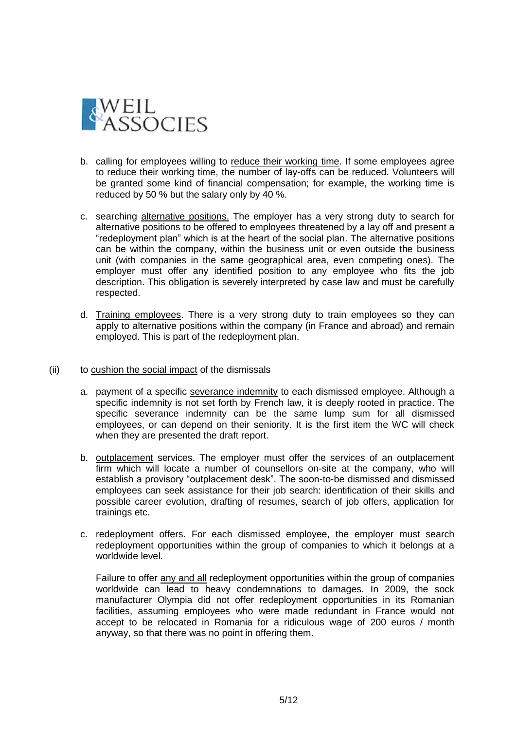b. calling for employees willing to <u>reduce their working time</u>. If some employees agree to reduce their working time, the number of lay-offs can be reduced. Volunteers will be granted some kind of financial compensation; for example, the working time is reduced by 50 % but the salary only by 40 %.

c. searching <u>alternative positions.</u> The employer has a very strong duty to search for alternative positions to be offered to employees threatened by a lay off and present a "redeployment plan" which is at the heart of the social plan. The alternative positions can be within the company, within the business unit or even outside the business unit (with companies in the same geographical area, even competing ones). The employer must offer any identified position to any employee who fits the job description. This obligation is severely interpreted by case law and must be carefully respected.

d. <u>Training employees</u>. There is a very strong duty to train employees so they can apply to alternative positions within the company (in France and abroad) and remain employed. This is part of the redeployment plan.

(ii) to <u>cushion the social impact</u> of the dismissals

a. payment of a specific <u>severance indemnity</u> to each dismissed employee. Although a specific indemnity is not set forth by French law, it is deeply rooted in practice. The specific severance indemnity can be the same lump sum for all dismissed employees, or can depend on their seniority. It is the first item the WC will check when they are presented the draft report.

b. <u>outplacement</u> services. The employer must offer the services of an outplacement firm which will locate a number of counsellors on-site at the company, who will establish a provisory "outplacement desk". The soon-to-be dismissed and dismissed employees can seek assistance for their job search: identification of their skills and possible career evolution, drafting of resumes, search of job offers, application for trainings etc.

c. <u>redeployment offers</u>. For each dismissed employee, the employer must search redeployment opportunities within the group of companies to which it belongs at a worldwide level.

Failure to offer <u>any and all</u> redeployment opportunities within the group of companies <u>worldwide</u> can lead to heavy condemnations to damages. In 2009, the sock manufacturer Olympia did not offer redeployment opportunities in its Romanian facilities, assuming employees who were made redundant in France would not accept to be relocated in Romania for a ridiculous wage of 200 euros / month anyway, so that there was no point in offering them.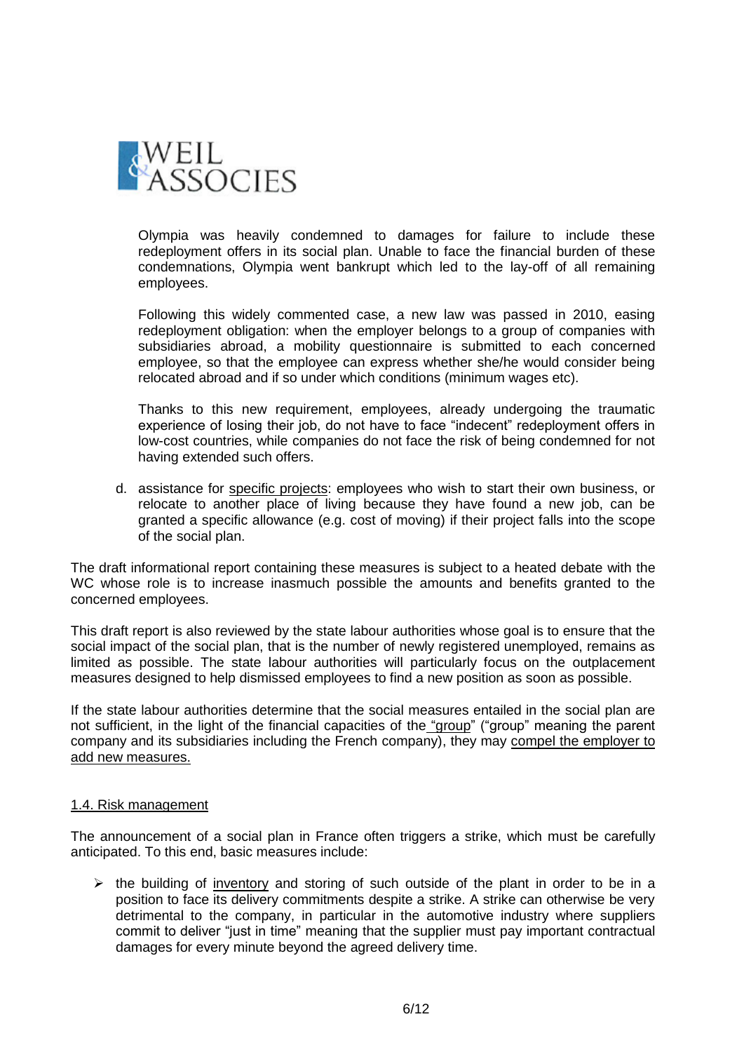Olympia was heavily condemned to damages for failure to include these redeployment offers in its social plan. Unable to face the financial burden of these condemnations, Olympia went bankrupt which led to the lay-off of all remaining employees.

Following this widely commented case, a new law was passed in 2010, easing redeployment obligation: when the employer belongs to a group of companies with subsidiaries abroad, a mobility questionnaire is submitted to each concerned employee, so that the employee can express whether she/he would consider being relocated abroad and if so under which conditions (minimum wages etc).

Thanks to this new requirement, employees, already undergoing the traumatic experience of losing their job, do not have to face "indecent" redeployment offers in low-cost countries, while companies do not face the risk of being condemned for not having extended such offers.

d. assistance for <u>specific projects</u>: employees who wish to start their own business, or relocate to another place of living because they have found a new job, can be granted a specific allowance (e.g. cost of moving) if their project falls into the scope of the social plan.

The draft informational report containing these measures is subject to a heated debate with the WC whose role is to increase inasmuch possible the amounts and benefits granted to the concerned employees.

This draft report is also reviewed by the state labour authorities whose goal is to ensure that the social impact of the social plan, that is the number of newly registered unemployed, remains as limited as possible. The state labour authorities will particularly focus on the outplacement measures designed to help dismissed employees to find a new position as soon as possible.

If the state labour authorities determine that the social measures entailed in the social plan are not sufficient, in the light of the financial capacities of the <u>"group"</u> ("group" meaning the parent company and its subsidiaries including the French company), they may <u>compel the employer to add new measures.</u>

## <u>1.4. Risk management</u>

The announcement of a social plan in France often triggers a strike, which must be carefully anticipated. To this end, basic measures include:

- the building of <u>inventory</u> and storing of such outside of the plant in order to be in a position to face its delivery commitments despite a strike. A strike can otherwise be very detrimental to the company, in particular in the automotive industry where suppliers commit to deliver "just in time" meaning that the supplier must pay important contractual damages for every minute beyond the agreed delivery time.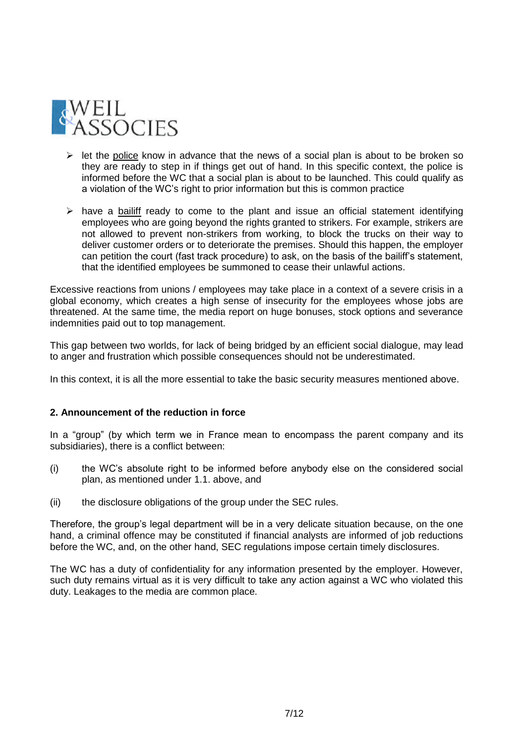- let the <u>police</u> know in advance that the news of a social plan is about to be broken so they are ready to step in if things get out of hand. In this specific context, the police is informed before the WC that a social plan is about to be launched. This could qualify as a violation of the WC's right to prior information but this is common practice

- have a <u>bailiff</u> ready to come to the plant and issue an official statement identifying employees who are going beyond the rights granted to strikers. For example, strikers are not allowed to prevent non-strikers from working, to block the trucks on their way to deliver customer orders or to deteriorate the premises. Should this happen, the employer can petition the court (fast track procedure) to ask, on the basis of the bailiff's statement, that the identified employees be summoned to cease their unlawful actions.

Excessive reactions from unions / employees may take place in a context of a severe crisis in a global economy, which creates a high sense of insecurity for the employees whose jobs are threatened. At the same time, the media report on huge bonuses, stock options and severance indemnities paid out to top management.

This gap between two worlds, for lack of being bridged by an efficient social dialogue, may lead to anger and frustration which possible consequences should not be underestimated.

In this context, it is all the more essential to take the basic security measures mentioned above.

### 2. Announcement of the reduction in force

In a "group" (by which term we in France mean to encompass the parent company and its subsidiaries), there is a conflict between:

(i) the WC's absolute right to be informed before anybody else on the considered social plan, as mentioned under 1.1. above, and

(ii) the disclosure obligations of the group under the SEC rules.

Therefore, the group's legal department will be in a very delicate situation because, on the one hand, a criminal offence may be constituted if financial analysts are informed of job reductions before the WC, and, on the other hand, SEC regulations impose certain timely disclosures.

The WC has a duty of confidentiality for any information presented by the employer. However, such duty remains virtual as it is very difficult to take any action against a WC who violated this duty. Leakages to the media are common place.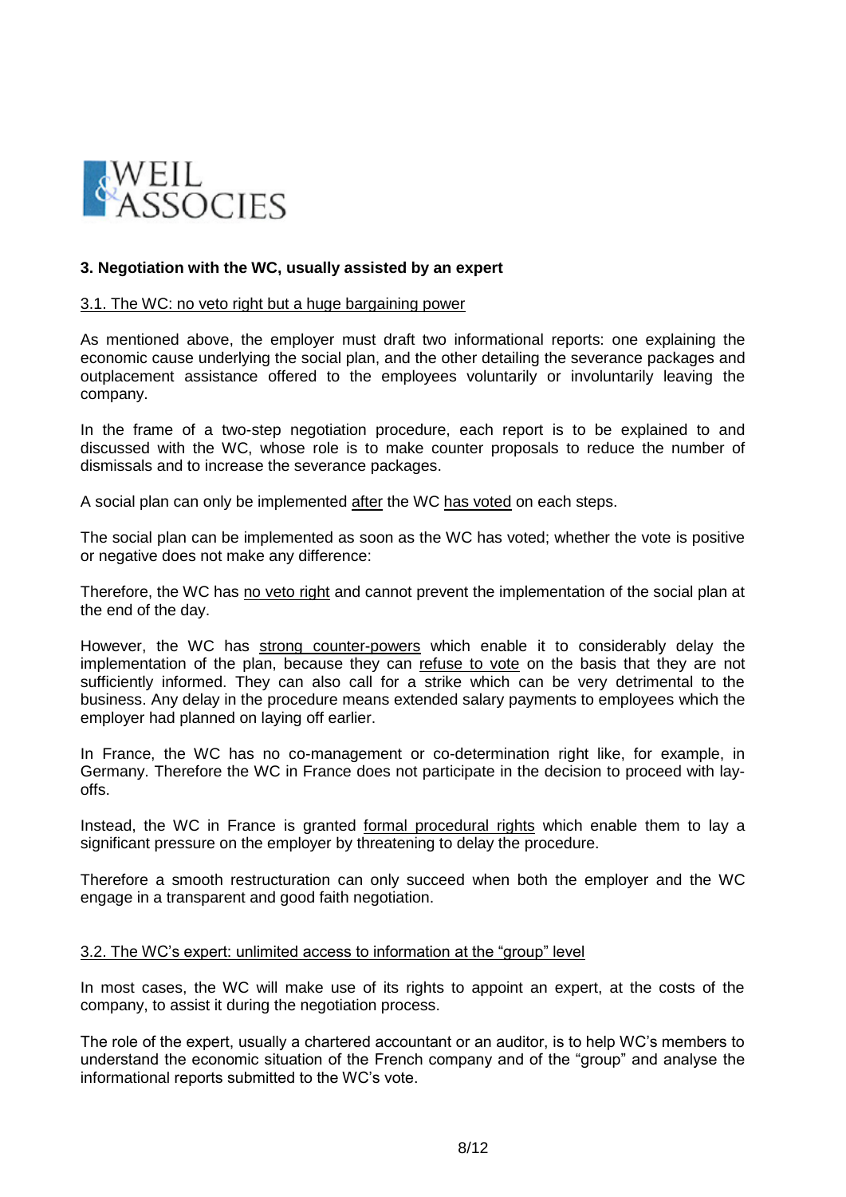### 3. Negotiation with the WC, usually assisted by an expert

#### 3.1. The WC: no veto right but a huge bargaining power

As mentioned above, the employer must draft two informational reports: one explaining the economic cause underlying the social plan, and the other detailing the severance packages and outplacement assistance offered to the employees voluntarily or involuntarily leaving the company.

In the frame of a two-step negotiation procedure, each report is to be explained to and discussed with the WC, whose role is to make counter proposals to reduce the number of dismissals and to increase the severance packages.

A social plan can only be implemented after the WC has voted on each steps.

The social plan can be implemented as soon as the WC has voted; whether the vote is positive or negative does not make any difference:

Therefore, the WC has no veto right and cannot prevent the implementation of the social plan at the end of the day.

However, the WC has strong counter-powers which enable it to considerably delay the implementation of the plan, because they can refuse to vote on the basis that they are not sufficiently informed. They can also call for a strike which can be very detrimental to the business. Any delay in the procedure means extended salary payments to employees which the employer had planned on laying off earlier.

In France, the WC has no co-management or co-determination right like, for example, in Germany. Therefore the WC in France does not participate in the decision to proceed with lay-offs.

Instead, the WC in France is granted formal procedural rights which enable them to lay a significant pressure on the employer by threatening to delay the procedure.

Therefore a smooth restructuration can only succeed when both the employer and the WC engage in a transparent and good faith negotiation.

#### 3.2. The WC's expert: unlimited access to information at the "group" level

In most cases, the WC will make use of its rights to appoint an expert, at the costs of the company, to assist it during the negotiation process.

The role of the expert, usually a chartered accountant or an auditor, is to help WC's members to understand the economic situation of the French company and of the "group" and analyse the informational reports submitted to the WC's vote.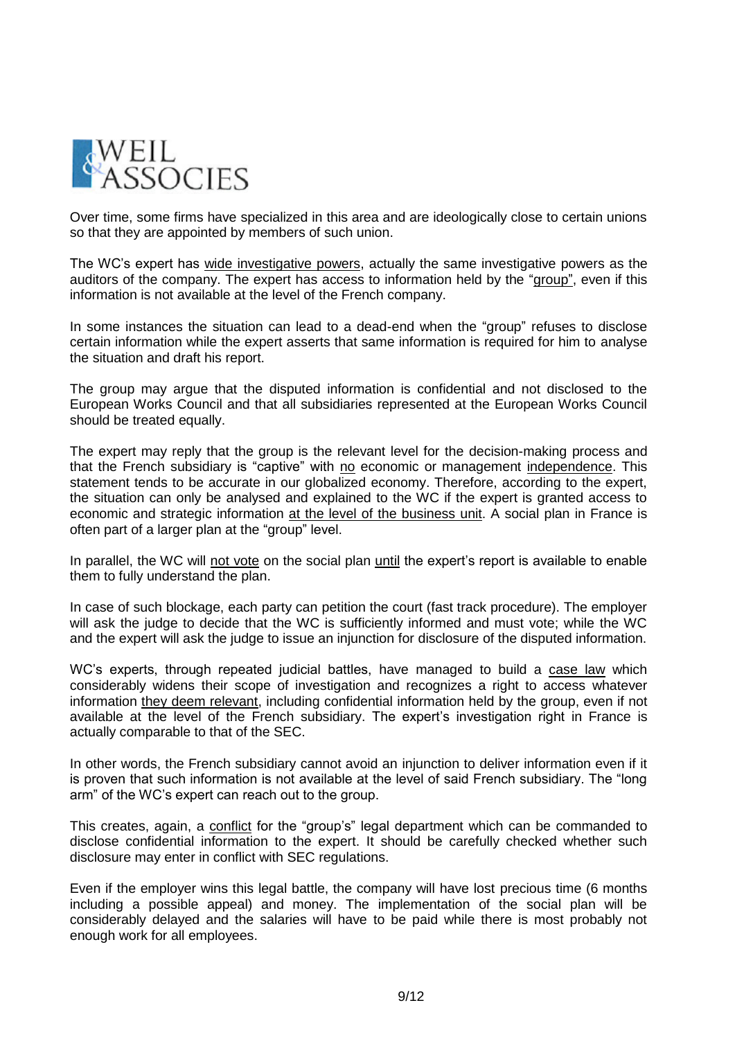Over time, some firms have specialized in this area and are ideologically close to certain unions so that they are appointed by members of such union.

The WC's expert has wide investigative powers, actually the same investigative powers as the auditors of the company. The expert has access to information held by the "group", even if this information is not available at the level of the French company.

In some instances the situation can lead to a dead-end when the "group" refuses to disclose certain information while the expert asserts that same information is required for him to analyse the situation and draft his report.

The group may argue that the disputed information is confidential and not disclosed to the European Works Council and that all subsidiaries represented at the European Works Council should be treated equally.

The expert may reply that the group is the relevant level for the decision-making process and that the French subsidiary is "captive" with no economic or management independence. This statement tends to be accurate in our globalized economy. Therefore, according to the expert, the situation can only be analysed and explained to the WC if the expert is granted access to economic and strategic information at the level of the business unit. A social plan in France is often part of a larger plan at the "group" level.

In parallel, the WC will not vote on the social plan until the expert's report is available to enable them to fully understand the plan.

In case of such blockage, each party can petition the court (fast track procedure). The employer will ask the judge to decide that the WC is sufficiently informed and must vote; while the WC and the expert will ask the judge to issue an injunction for disclosure of the disputed information.

WC's experts, through repeated judicial battles, have managed to build a case law which considerably widens their scope of investigation and recognizes a right to access whatever information they deem relevant, including confidential information held by the group, even if not available at the level of the French subsidiary. The expert's investigation right in France is actually comparable to that of the SEC.

In other words, the French subsidiary cannot avoid an injunction to deliver information even if it is proven that such information is not available at the level of said French subsidiary. The "long arm" of the WC's expert can reach out to the group.

This creates, again, a conflict for the "group's" legal department which can be commanded to disclose confidential information to the expert. It should be carefully checked whether such disclosure may enter in conflict with SEC regulations.

Even if the employer wins this legal battle, the company will have lost precious time (6 months including a possible appeal) and money. The implementation of the social plan will be considerably delayed and the salaries will have to be paid while there is most probably not enough work for all employees.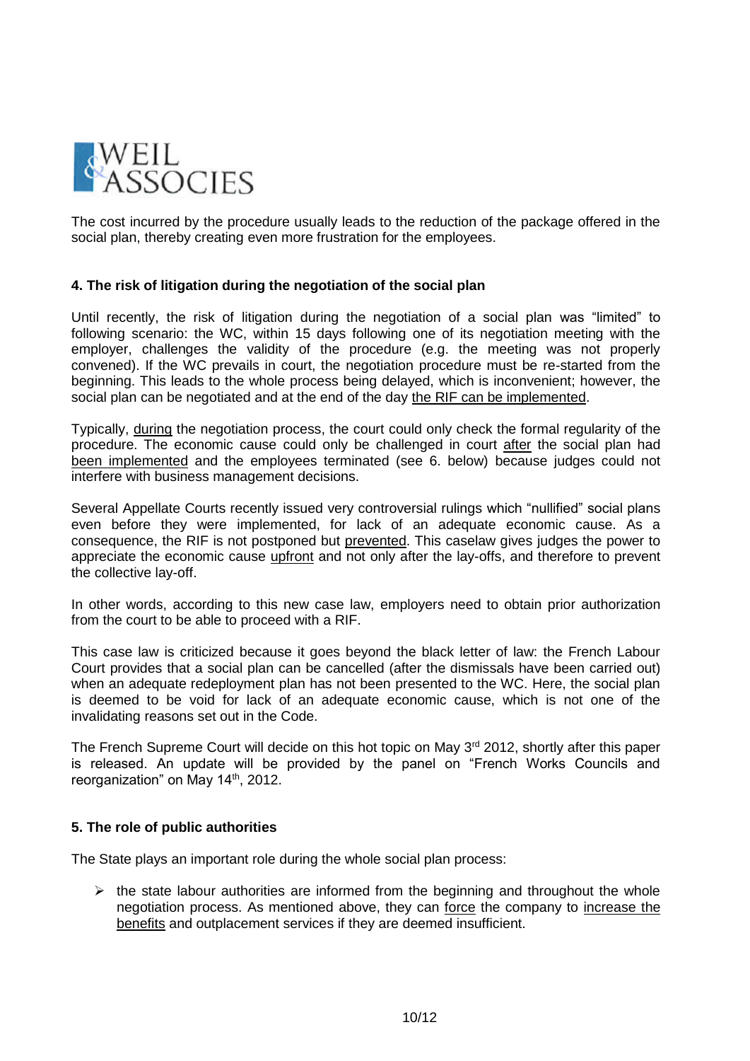The cost incurred by the procedure usually leads to the reduction of the package offered in the social plan, thereby creating even more frustration for the employees.

#### 4. The risk of litigation during the negotiation of the social plan

Until recently, the risk of litigation during the negotiation of a social plan was “limited” to following scenario: the WC, within 15 days following one of its negotiation meeting with the employer, challenges the validity of the procedure (e.g. the meeting was not properly convened). If the WC prevails in court, the negotiation procedure must be re-started from the beginning. This leads to the whole process being delayed, which is inconvenient; however, the social plan can be negotiated and at the end of the day the RIF can be implemented.

Typically, during the negotiation process, the court could only check the formal regularity of the procedure. The economic cause could only be challenged in court after the social plan had been implemented and the employees terminated (see 6. below) because judges could not interfere with business management decisions.

Several Appellate Courts recently issued very controversial rulings which “nullified” social plans even before they were implemented, for lack of an adequate economic cause. As a consequence, the RIF is not postponed but prevented. This caselaw gives judges the power to appreciate the economic cause upfront and not only after the lay-offs, and therefore to prevent the collective lay-off.

In other words, according to this new case law, employers need to obtain prior authorization from the court to be able to proceed with a RIF.

This case law is criticized because it goes beyond the black letter of law: the French Labour Court provides that a social plan can be cancelled (after the dismissals have been carried out) when an adequate redeployment plan has not been presented to the WC. Here, the social plan is deemed to be void for lack of an adequate economic cause, which is not one of the invalidating reasons set out in the Code.

The French Supreme Court will decide on this hot topic on May 3rd 2012, shortly after this paper is released. An update will be provided by the panel on “French Works Councils and reorganization” on May 14th, 2012.

#### 5. The role of public authorities

The State plays an important role during the whole social plan process:

- the state labour authorities are informed from the beginning and throughout the whole negotiation process. As mentioned above, they can force the company to increase the benefits and outplacement services if they are deemed insufficient.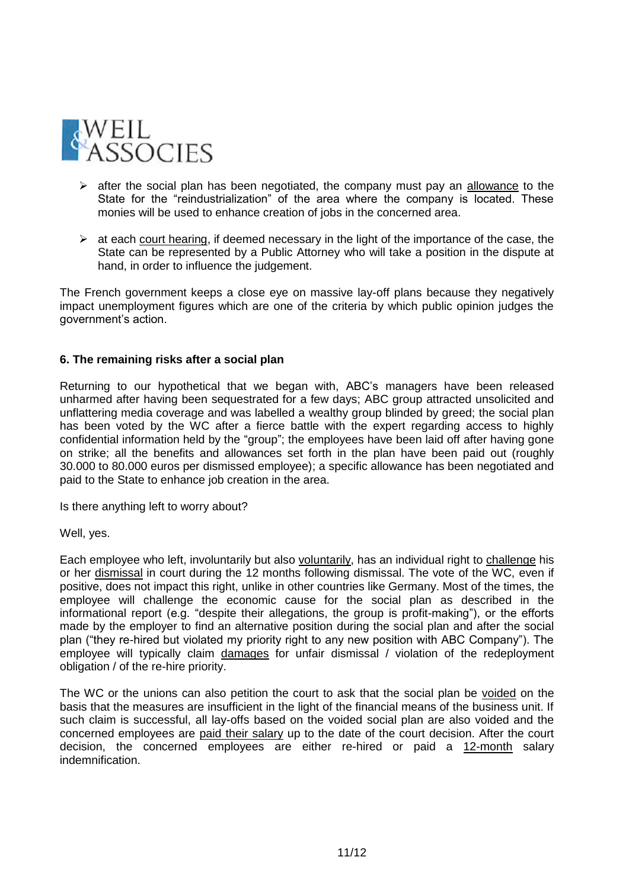- after the social plan has been negotiated, the company must pay an allowance to the State for the "reindustrialization" of the area where the company is located. These monies will be used to enhance creation of jobs in the concerned area.

- at each court hearing, if deemed necessary in the light of the importance of the case, the State can be represented by a Public Attorney who will take a position in the dispute at hand, in order to influence the judgement.

The French government keeps a close eye on massive lay-off plans because they negatively impact unemployment figures which are one of the criteria by which public opinion judges the government's action.

**6. The remaining risks after a social plan**

Returning to our hypothetical that we began with, ABC's managers have been released unharmed after having been sequestrated for a few days; ABC group attracted unsolicited and unflattering media coverage and was labelled a wealthy group blinded by greed; the social plan has been voted by the WC after a fierce battle with the expert regarding access to highly confidential information held by the "group"; the employees have been laid off after having gone on strike; all the benefits and allowances set forth in the plan have been paid out (roughly 30.000 to 80.000 euros per dismissed employee); a specific allowance has been negotiated and paid to the State to enhance job creation in the area.

Is there anything left to worry about?

Well, yes.

Each employee who left, involuntarily but also voluntarily, has an individual right to challenge his or her dismissal in court during the 12 months following dismissal. The vote of the WC, even if positive, does not impact this right, unlike in other countries like Germany. Most of the times, the employee will challenge the economic cause for the social plan as described in the informational report (e.g. "despite their allegations, the group is profit-making"), or the efforts made by the employer to find an alternative position during the social plan and after the social plan ("they re-hired but violated my priority right to any new position with ABC Company"). The employee will typically claim damages for unfair dismissal / violation of the redeployment obligation / of the re-hire priority.

The WC or the unions can also petition the court to ask that the social plan be voided on the basis that the measures are insufficient in the light of the financial means of the business unit. If such claim is successful, all lay-offs based on the voided social plan are also voided and the concerned employees are paid their salary up to the date of the court decision. After the court decision, the concerned employees are either re-hired or paid a 12-month salary indemnification.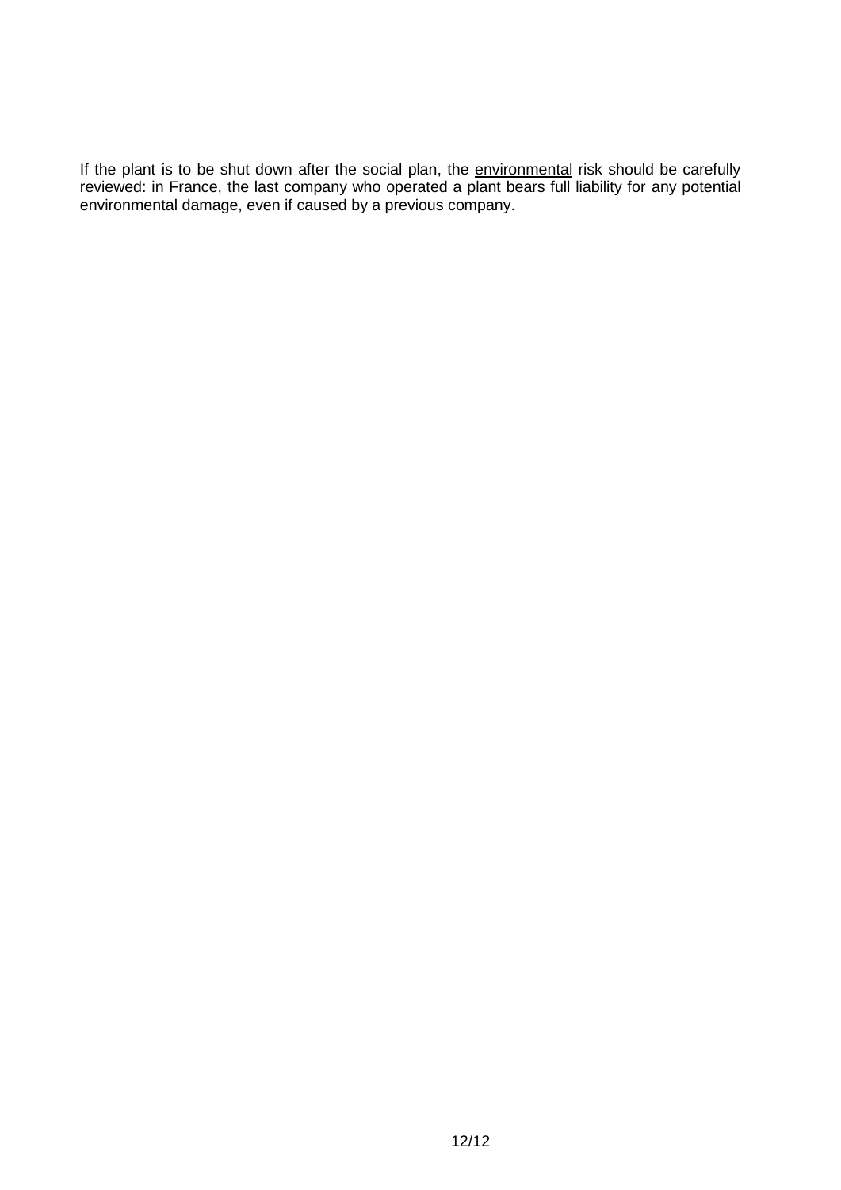If the plant is to be shut down after the social plan, the environmental risk should be carefully reviewed: in France, the last company who operated a plant bears full liability for any potential environmental damage, even if caused by a previous company.